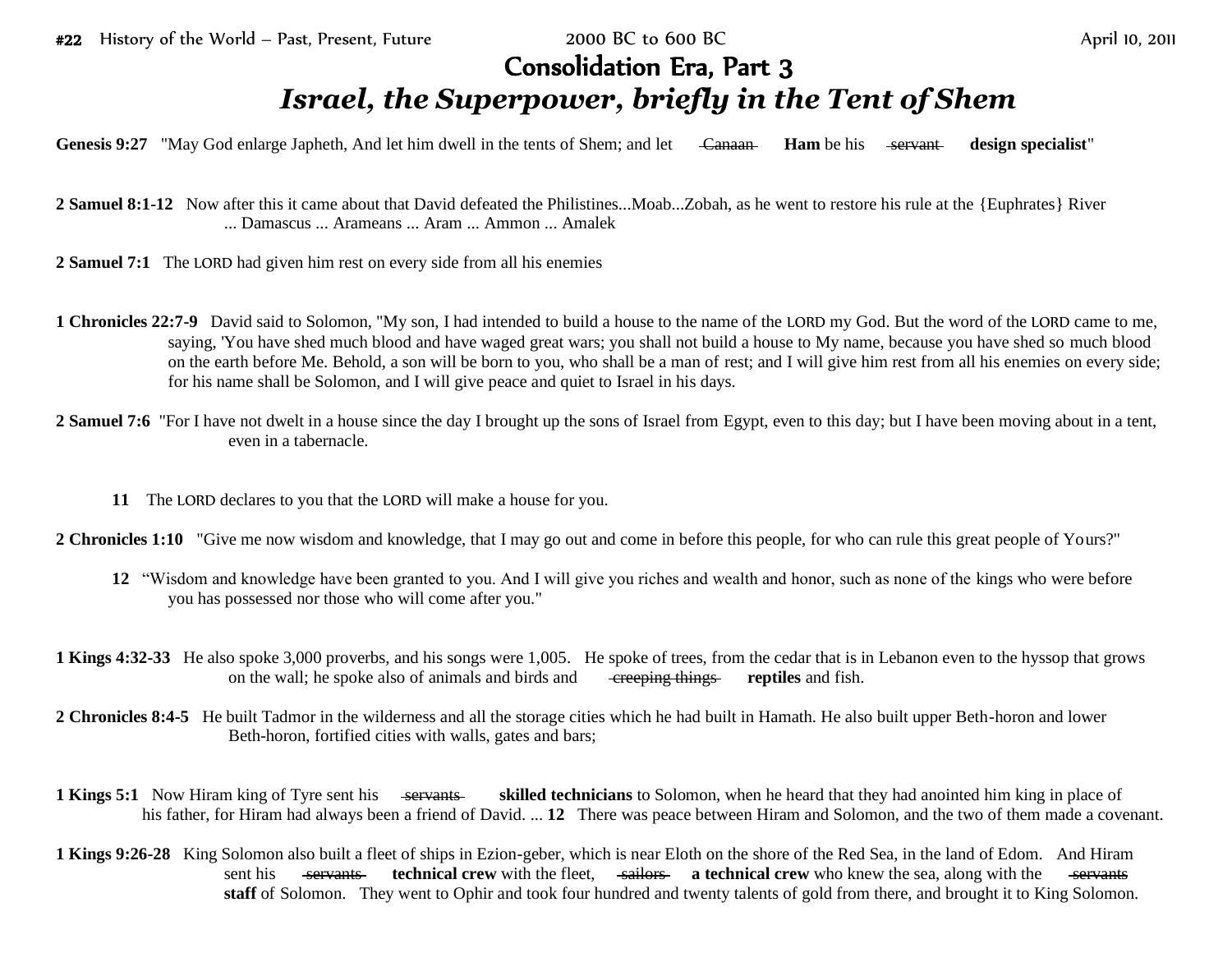**#22** History of the World – Past, Present, Future 2000 BC to 600 BC April 10, 2011

# Consolidation Era, Part 3

## *Israel, the Superpower, briefly in the Tent of Shem*

**Genesis 9:27** "May God enlarge Japheth, And let him dwell in the tents of Shem; and let ~~Canaan~~ **Ham** be his ~~servant~~ **design specialist**"

**2 Samuel 8:1-12** Now after this it came about that David defeated the Philistines...Moab...Zobah, as he went to restore his rule at the {Euphrates} River ... Damascus ... Arameans ... Aram ... Ammon ... Amalek

**2 Samuel 7:1** The LORD had given him rest on every side from all his enemies

**1 Chronicles 22:7-9** David said to Solomon, "My son, I had intended to build a house to the name of the LORD my God. But the word of the LORD came to me, saying, 'You have shed much blood and have waged great wars; you shall not build a house to My name, because you have shed so much blood on the earth before Me. Behold, a son will be born to you, who shall be a man of rest; and I will give him rest from all his enemies on every side; for his name shall be Solomon, and I will give peace and quiet to Israel in his days.

**2 Samuel 7:6** "For I have not dwelt in a house since the day I brought up the sons of Israel from Egypt, even to this day; but I have been moving about in a tent, even in a tabernacle.

**11** The LORD declares to you that the LORD will make a house for you.

**2 Chronicles 1:10** "Give me now wisdom and knowledge, that I may go out and come in before this people, for who can rule this great people of Yours?"

**12** "Wisdom and knowledge have been granted to you. And I will give you riches and wealth and honor, such as none of the kings who were before you has possessed nor those who will come after you."

**1 Kings 4:32-33** He also spoke 3,000 proverbs, and his songs were 1,005. He spoke of trees, from the cedar that is in Lebanon even to the hyssop that grows on the wall; he spoke also of animals and birds and ~~creeping things~~ **reptiles** and fish.

**2 Chronicles 8:4-5** He built Tadmor in the wilderness and all the storage cities which he had built in Hamath. He also built upper Beth-horon and lower Beth-horon, fortified cities with walls, gates and bars;

**1 Kings 5:1** Now Hiram king of Tyre sent his ~~servants~~ **skilled technicians** to Solomon, when he heard that they had anointed him king in place of his father, for Hiram had always been a friend of David. ... **12** There was peace between Hiram and Solomon, and the two of them made a covenant.

**1 Kings 9:26-28** King Solomon also built a fleet of ships in Ezion-geber, which is near Eloth on the shore of the Red Sea, in the land of Edom. And Hiram sent his ~~servants~~ **technical crew** with the fleet, ~~sailors~~ **a technical crew** who knew the sea, along with the ~~servants~~ **staff** of Solomon. They went to Ophir and took four hundred and twenty talents of gold from there, and brought it to King Solomon.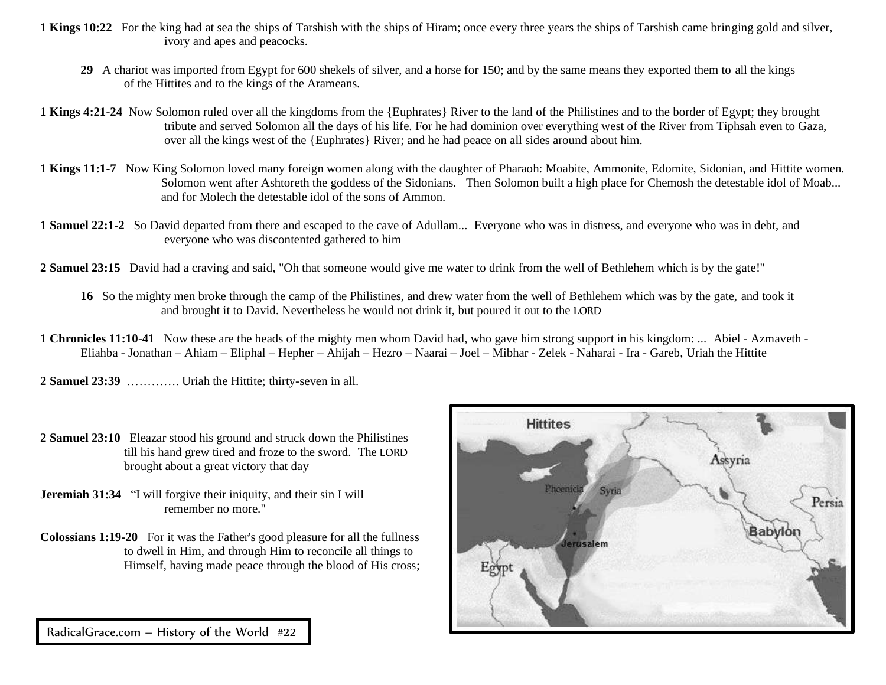**1 Kings 10:22** For the king had at sea the ships of Tarshish with the ships of Hiram; once every three years the ships of Tarshish came bringing gold and silver, ivory and apes and peacocks.

**29** A chariot was imported from Egypt for 600 shekels of silver, and a horse for 150; and by the same means they exported them to all the kings of the Hittites and to the kings of the Arameans.

**1 Kings 4:21-24** Now Solomon ruled over all the kingdoms from the {Euphrates} River to the land of the Philistines and to the border of Egypt; they brought tribute and served Solomon all the days of his life. For he had dominion over everything west of the River from Tiphsah even to Gaza, over all the kings west of the {Euphrates} River; and he had peace on all sides around about him.

**1 Kings 11:1-7** Now King Solomon loved many foreign women along with the daughter of Pharaoh: Moabite, Ammonite, Edomite, Sidonian, and Hittite women. Solomon went after Ashtoreth the goddess of the Sidonians. Then Solomon built a high place for Chemosh the detestable idol of Moab... and for Molech the detestable idol of the sons of Ammon.

**1 Samuel 22:1-2** So David departed from there and escaped to the cave of Adullam... Everyone who was in distress, and everyone who was in debt, and everyone who was discontented gathered to him

**2 Samuel 23:15** David had a craving and said, "Oh that someone would give me water to drink from the well of Bethlehem which is by the gate!"

**16** So the mighty men broke through the camp of the Philistines, and drew water from the well of Bethlehem which was by the gate, and took it and brought it to David. Nevertheless he would not drink it, but poured it out to the LORD

**1 Chronicles 11:10-41** Now these are the heads of the mighty men whom David had, who gave him strong support in his kingdom: ... Abiel - Azmaveth - Eliahba - Jonathan – Ahiam – Eliphal – Hepher – Ahijah – Hezro – Naarai – Joel – Mibhar - Zelek - Naharai - Ira - Gareb, Uriah the Hittite

**2 Samuel 23:39** …………. Uriah the Hittite; thirty-seven in all.

**2 Samuel 23:10** Eleazar stood his ground and struck down the Philistines till his hand grew tired and froze to the sword. The LORD brought about a great victory that day

**Jeremiah 31:34** "I will forgive their iniquity, and their sin I will remember no more."

**Colossians 1:19-20** For it was the Father's good pleasure for all the fullness to dwell in Him, and through Him to reconcile all things to Himself, having made peace through the blood of His cross;

Hittites
Assyria
Phoenicia
Syria
Persia
Babylon
Jerusalem
Egypt

RadicalGrace.com – History of the World #22